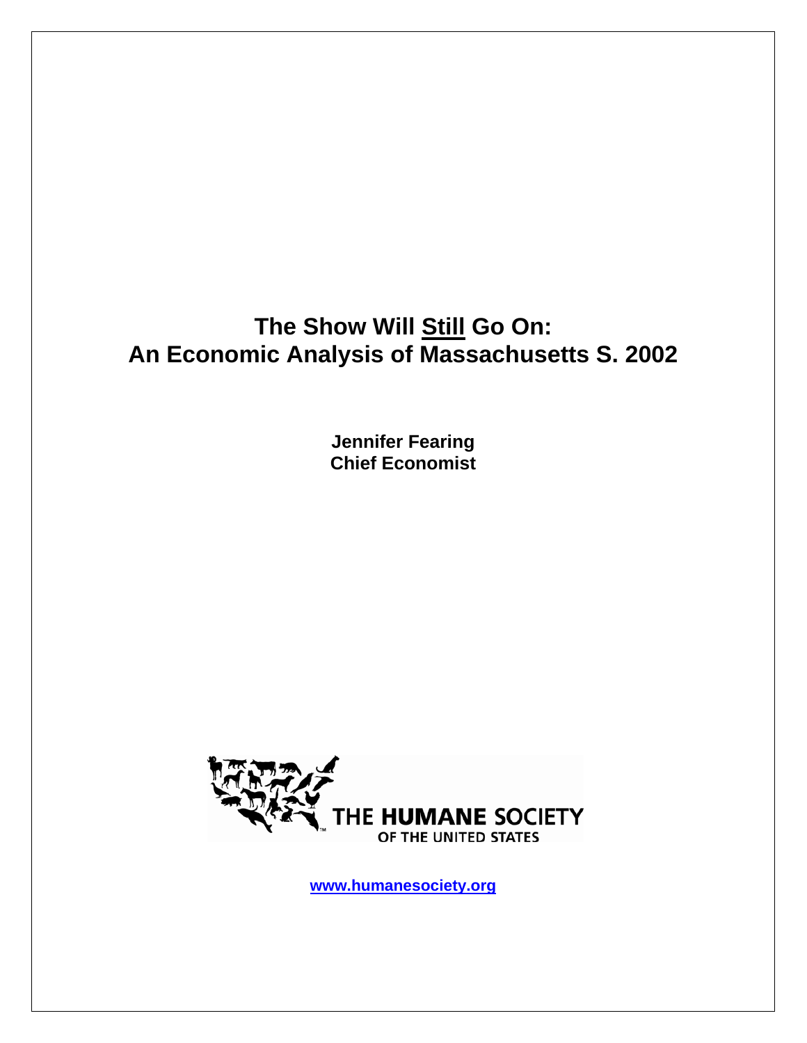# The Show Will Still Go On: An Economic Analysis of Massachusetts S. 2002

**Jennifer Fearing**
**Chief Economist**

THE HUMANE SOCIETY OF THE UNITED STATES

www.humanesociety.org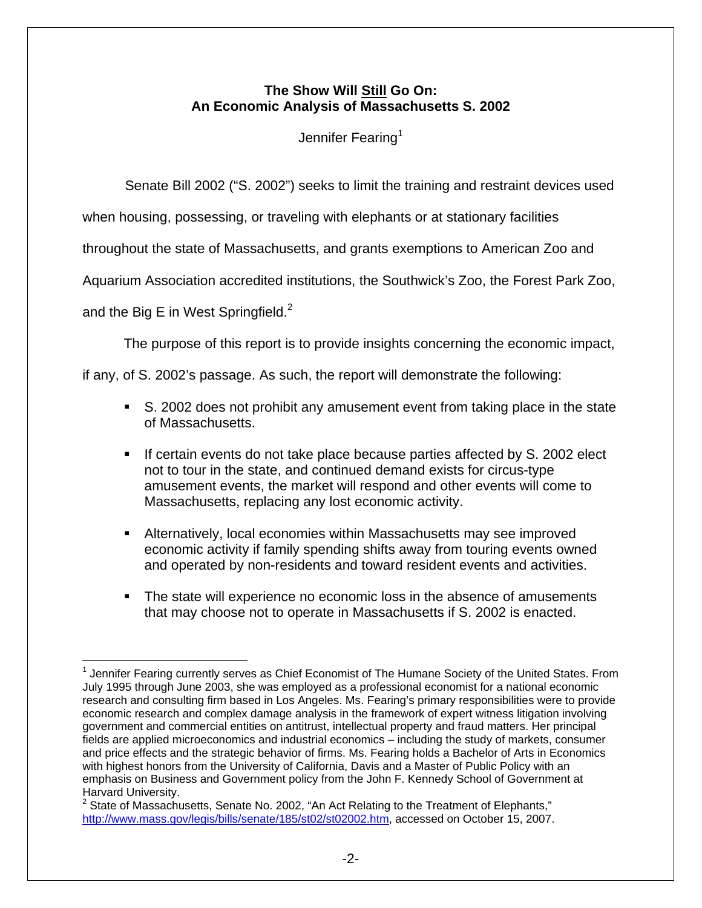**The Show Will Still Go On: An Economic Analysis of Massachusetts S. 2002**

Jennifer Fearing[1]

Senate Bill 2002 ("S. 2002") seeks to limit the training and restraint devices used when housing, possessing, or traveling with elephants or at stationary facilities throughout the state of Massachusetts, and grants exemptions to American Zoo and Aquarium Association accredited institutions, the Southwick's Zoo, the Forest Park Zoo, and the Big E in West Springfield.[2]

The purpose of this report is to provide insights concerning the economic impact, if any, of S. 2002's passage. As such, the report will demonstrate the following:

- S. 2002 does not prohibit any amusement event from taking place in the state of Massachusetts.
- If certain events do not take place because parties affected by S. 2002 elect not to tour in the state, and continued demand exists for circus-type amusement events, the market will respond and other events will come to Massachusetts, replacing any lost economic activity.
- Alternatively, local economies within Massachusetts may see improved economic activity if family spending shifts away from touring events owned and operated by non-residents and toward resident events and activities.
- The state will experience no economic loss in the absence of amusements that may choose not to operate in Massachusetts if S. 2002 is enacted.

---

[1] Jennifer Fearing currently serves as Chief Economist of The Humane Society of the United States. From July 1995 through June 2003, she was employed as a professional economist for a national economic research and consulting firm based in Los Angeles. Ms. Fearing's primary responsibilities were to provide economic research and complex damage analysis in the framework of expert witness litigation involving government and commercial entities on antitrust, intellectual property and fraud matters. Her principal fields are applied microeconomics and industrial economics – including the study of markets, consumer and price effects and the strategic behavior of firms. Ms. Fearing holds a Bachelor of Arts in Economics with highest honors from the University of California, Davis and a Master of Public Policy with an emphasis on Business and Government policy from the John F. Kennedy School of Government at Harvard University.

[2] State of Massachusetts, Senate No. 2002, "An Act Relating to the Treatment of Elephants," http://www.mass.gov/legis/bills/senate/185/st02/st02002.htm, accessed on October 15, 2007.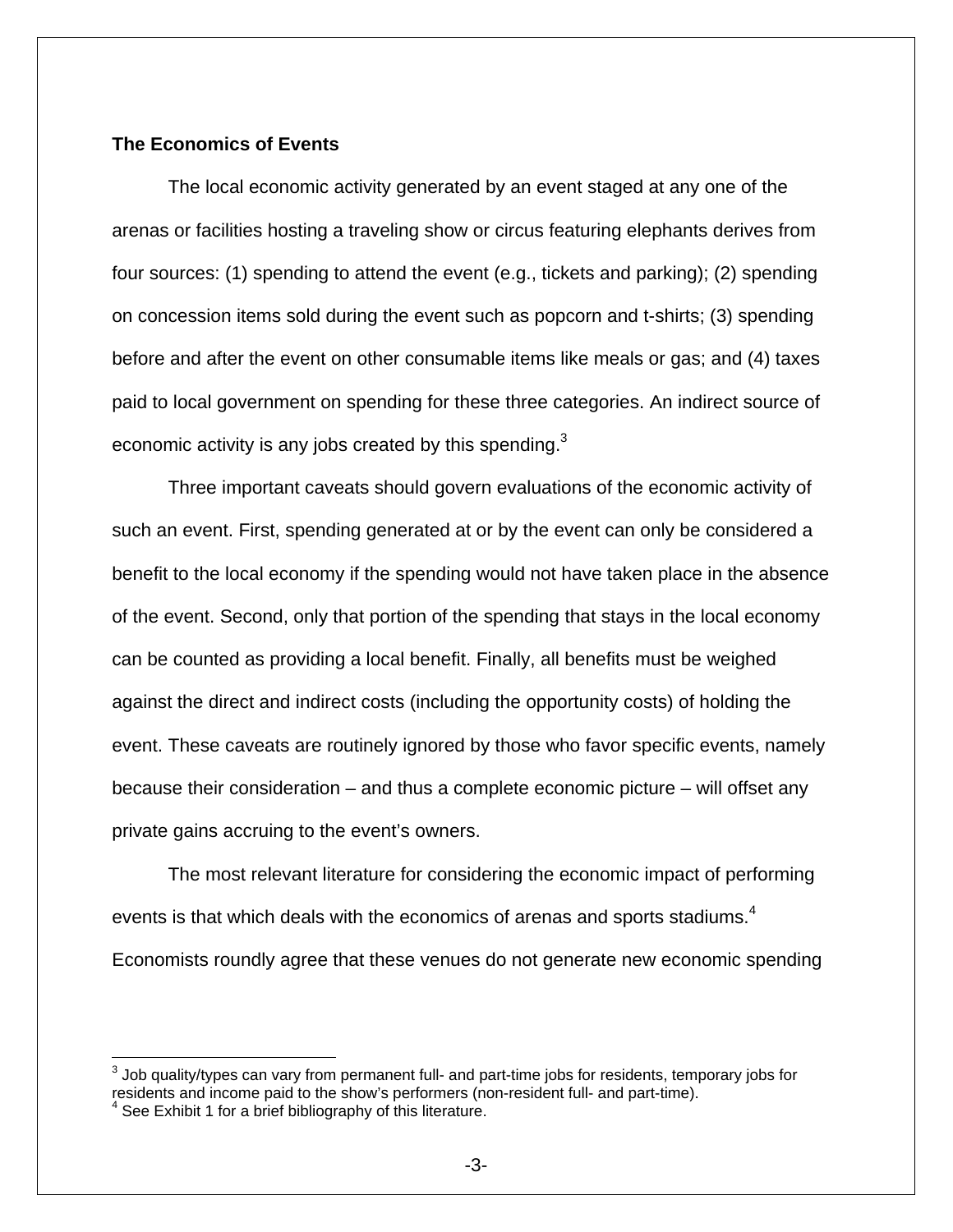**The Economics of Events**

The local economic activity generated by an event staged at any one of the arenas or facilities hosting a traveling show or circus featuring elephants derives from four sources: (1) spending to attend the event (e.g., tickets and parking); (2) spending on concession items sold during the event such as popcorn and t-shirts; (3) spending before and after the event on other consumable items like meals or gas; and (4) taxes paid to local government on spending for these three categories. An indirect source of economic activity is any jobs created by this spending.[3]

Three important caveats should govern evaluations of the economic activity of such an event. First, spending generated at or by the event can only be considered a benefit to the local economy if the spending would not have taken place in the absence of the event. Second, only that portion of the spending that stays in the local economy can be counted as providing a local benefit. Finally, all benefits must be weighed against the direct and indirect costs (including the opportunity costs) of holding the event. These caveats are routinely ignored by those who favor specific events, namely because their consideration – and thus a complete economic picture – will offset any private gains accruing to the event's owners.

The most relevant literature for considering the economic impact of performing events is that which deals with the economics of arenas and sports stadiums.[4] Economists roundly agree that these venues do not generate new economic spending

---

[3] Job quality/types can vary from permanent full- and part-time jobs for residents, temporary jobs for residents and income paid to the show's performers (non-resident full- and part-time).

[4] See Exhibit 1 for a brief bibliography of this literature.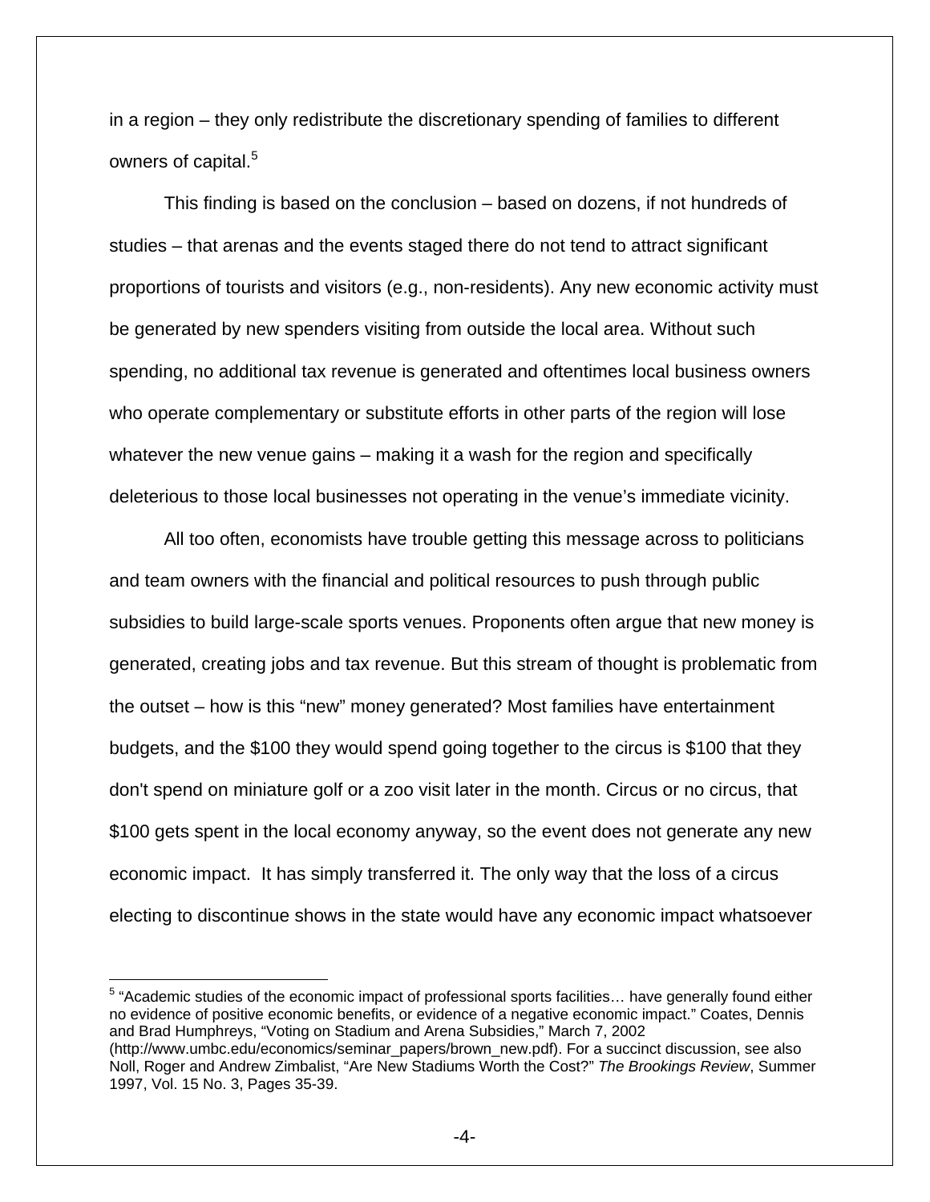in a region – they only redistribute the discretionary spending of families to different owners of capital.[5]

This finding is based on the conclusion – based on dozens, if not hundreds of studies – that arenas and the events staged there do not tend to attract significant proportions of tourists and visitors (e.g., non-residents). Any new economic activity must be generated by new spenders visiting from outside the local area. Without such spending, no additional tax revenue is generated and oftentimes local business owners who operate complementary or substitute efforts in other parts of the region will lose whatever the new venue gains – making it a wash for the region and specifically deleterious to those local businesses not operating in the venue's immediate vicinity.

All too often, economists have trouble getting this message across to politicians and team owners with the financial and political resources to push through public subsidies to build large-scale sports venues. Proponents often argue that new money is generated, creating jobs and tax revenue. But this stream of thought is problematic from the outset – how is this "new" money generated? Most families have entertainment budgets, and the $100 they would spend going together to the circus is $100 that they don't spend on miniature golf or a zoo visit later in the month. Circus or no circus, that $100 gets spent in the local economy anyway, so the event does not generate any new economic impact. It has simply transferred it. The only way that the loss of a circus electing to discontinue shows in the state would have any economic impact whatsoever

---

[5] "Academic studies of the economic impact of professional sports facilities… have generally found either no evidence of positive economic benefits, or evidence of a negative economic impact." Coates, Dennis and Brad Humphreys, "Voting on Stadium and Arena Subsidies," March 7, 2002 (http://www.umbc.edu/economics/seminar_papers/brown_new.pdf). For a succinct discussion, see also Noll, Roger and Andrew Zimbalist, "Are New Stadiums Worth the Cost?" *The Brookings Review*, Summer 1997, Vol. 15 No. 3, Pages 35-39.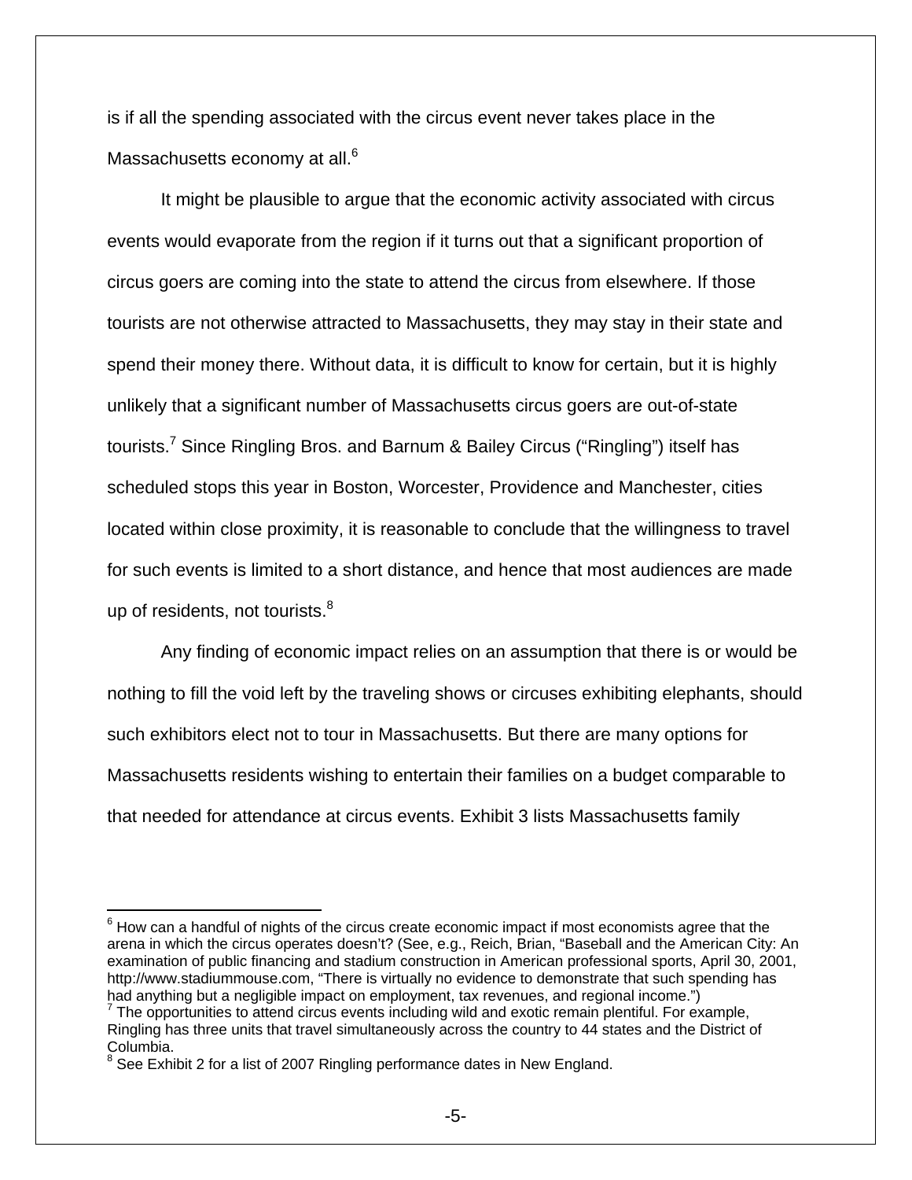is if all the spending associated with the circus event never takes place in the Massachusetts economy at all.[6]

It might be plausible to argue that the economic activity associated with circus events would evaporate from the region if it turns out that a significant proportion of circus goers are coming into the state to attend the circus from elsewhere. If those tourists are not otherwise attracted to Massachusetts, they may stay in their state and spend their money there. Without data, it is difficult to know for certain, but it is highly unlikely that a significant number of Massachusetts circus goers are out-of-state tourists.[7] Since Ringling Bros. and Barnum & Bailey Circus ("Ringling") itself has scheduled stops this year in Boston, Worcester, Providence and Manchester, cities located within close proximity, it is reasonable to conclude that the willingness to travel for such events is limited to a short distance, and hence that most audiences are made up of residents, not tourists.[8]

Any finding of economic impact relies on an assumption that there is or would be nothing to fill the void left by the traveling shows or circuses exhibiting elephants, should such exhibitors elect not to tour in Massachusetts. But there are many options for Massachusetts residents wishing to entertain their families on a budget comparable to that needed for attendance at circus events. Exhibit 3 lists Massachusetts family

---

[6] How can a handful of nights of the circus create economic impact if most economists agree that the arena in which the circus operates doesn't? (See, e.g., Reich, Brian, "Baseball and the American City: An examination of public financing and stadium construction in American professional sports, April 30, 2001, http://www.stadiummouse.com, "There is virtually no evidence to demonstrate that such spending has had anything but a negligible impact on employment, tax revenues, and regional income.")

[7] The opportunities to attend circus events including wild and exotic remain plentiful. For example, Ringling has three units that travel simultaneously across the country to 44 states and the District of Columbia.

[8] See Exhibit 2 for a list of 2007 Ringling performance dates in New England.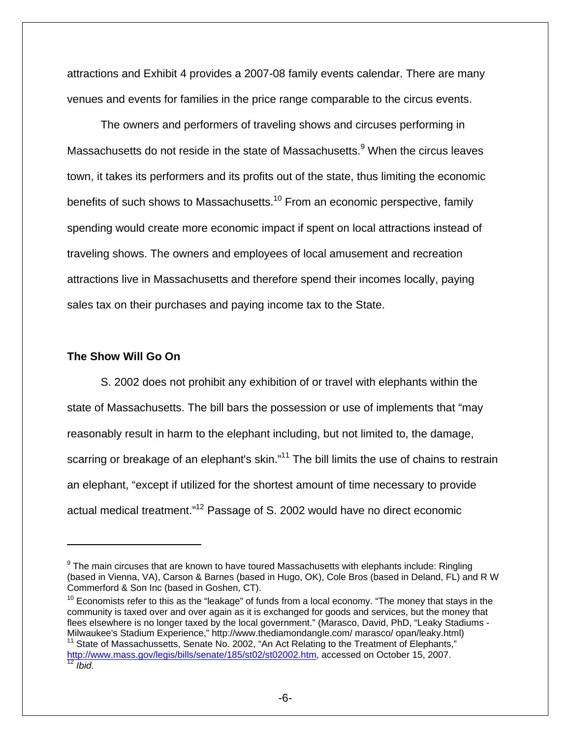attractions and Exhibit 4 provides a 2007-08 family events calendar. There are many venues and events for families in the price range comparable to the circus events.

The owners and performers of traveling shows and circuses performing in Massachusetts do not reside in the state of Massachusetts.[9] When the circus leaves town, it takes its performers and its profits out of the state, thus limiting the economic benefits of such shows to Massachusetts.[10] From an economic perspective, family spending would create more economic impact if spent on local attractions instead of traveling shows. The owners and employees of local amusement and recreation attractions live in Massachusetts and therefore spend their incomes locally, paying sales tax on their purchases and paying income tax to the State.

**The Show Will Go On**

S. 2002 does not prohibit any exhibition of or travel with elephants within the state of Massachusetts. The bill bars the possession or use of implements that "may reasonably result in harm to the elephant including, but not limited to, the damage, scarring or breakage of an elephant's skin."[11] The bill limits the use of chains to restrain an elephant, "except if utilized for the shortest amount of time necessary to provide actual medical treatment."[12] Passage of S. 2002 would have no direct economic

---

[9] The main circuses that are known to have toured Massachusetts with elephants include: Ringling (based in Vienna, VA), Carson & Barnes (based in Hugo, OK), Cole Bros (based in Deland, FL) and R W Commerford & Son Inc (based in Goshen, CT).

[10] Economists refer to this as the "leakage" of funds from a local economy. "The money that stays in the community is taxed over and over again as it is exchanged for goods and services, but the money that flees elsewhere is no longer taxed by the local government." (Marasco, David, PhD, "Leaky Stadiums - Milwaukee's Stadium Experience," http://www.thediamondangle.com/ marasco/ opan/leaky.html)

[11] State of Massachussetts, Senate No. 2002, "An Act Relating to the Treatment of Elephants," http://www.mass.gov/legis/bills/senate/185/st02/st02002.htm, accessed on October 15, 2007.

[12] *Ibid.*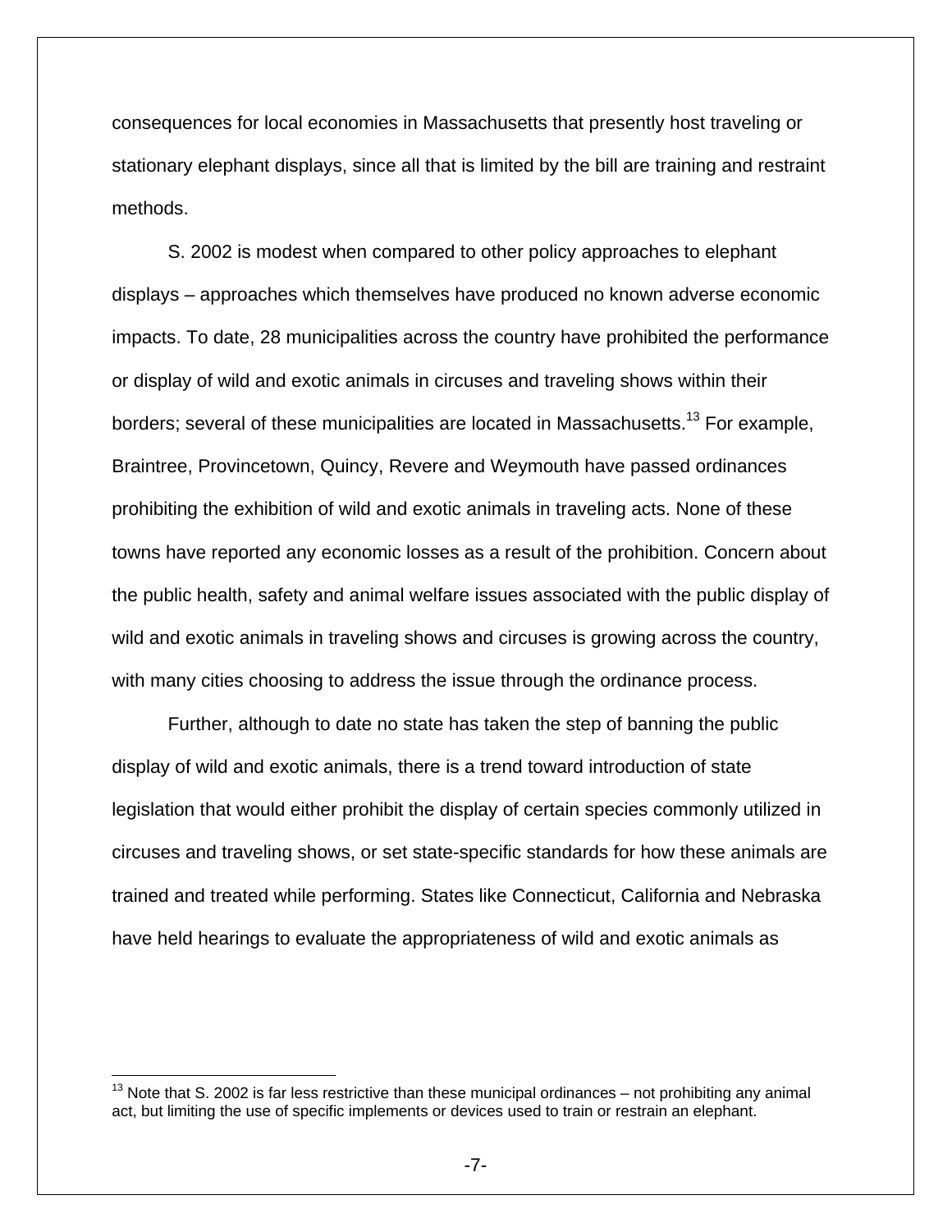consequences for local economies in Massachusetts that presently host traveling or stationary elephant displays, since all that is limited by the bill are training and restraint methods.

S. 2002 is modest when compared to other policy approaches to elephant displays – approaches which themselves have produced no known adverse economic impacts. To date, 28 municipalities across the country have prohibited the performance or display of wild and exotic animals in circuses and traveling shows within their borders; several of these municipalities are located in Massachusetts.[13] For example, Braintree, Provincetown, Quincy, Revere and Weymouth have passed ordinances prohibiting the exhibition of wild and exotic animals in traveling acts. None of these towns have reported any economic losses as a result of the prohibition. Concern about the public health, safety and animal welfare issues associated with the public display of wild and exotic animals in traveling shows and circuses is growing across the country, with many cities choosing to address the issue through the ordinance process.

Further, although to date no state has taken the step of banning the public display of wild and exotic animals, there is a trend toward introduction of state legislation that would either prohibit the display of certain species commonly utilized in circuses and traveling shows, or set state-specific standards for how these animals are trained and treated while performing. States like Connecticut, California and Nebraska have held hearings to evaluate the appropriateness of wild and exotic animals as

---

[13] Note that S. 2002 is far less restrictive than these municipal ordinances – not prohibiting any animal act, but limiting the use of specific implements or devices used to train or restrain an elephant.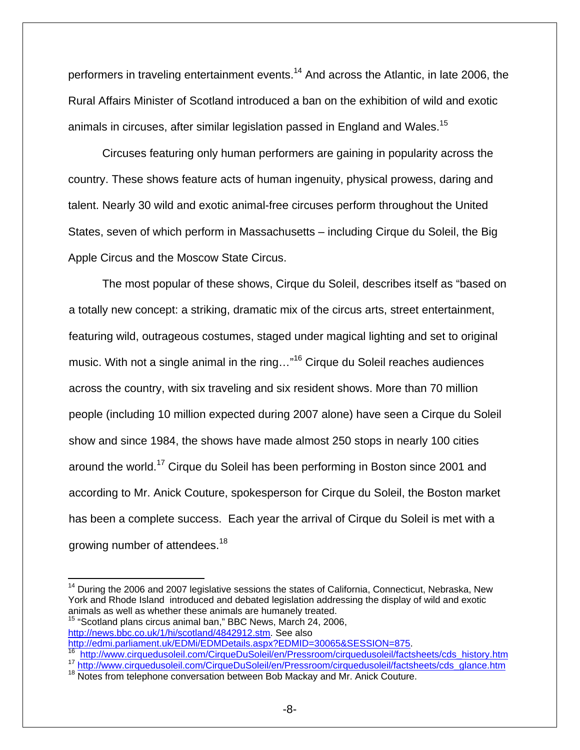performers in traveling entertainment events.[14] And across the Atlantic, in late 2006, the Rural Affairs Minister of Scotland introduced a ban on the exhibition of wild and exotic animals in circuses, after similar legislation passed in England and Wales.[15]

Circuses featuring only human performers are gaining in popularity across the country. These shows feature acts of human ingenuity, physical prowess, daring and talent. Nearly 30 wild and exotic animal-free circuses perform throughout the United States, seven of which perform in Massachusetts – including Cirque du Soleil, the Big Apple Circus and the Moscow State Circus.

The most popular of these shows, Cirque du Soleil, describes itself as "based on a totally new concept: a striking, dramatic mix of the circus arts, street entertainment, featuring wild, outrageous costumes, staged under magical lighting and set to original music. With not a single animal in the ring…"[16] Cirque du Soleil reaches audiences across the country, with six traveling and six resident shows. More than 70 million people (including 10 million expected during 2007 alone) have seen a Cirque du Soleil show and since 1984, the shows have made almost 250 stops in nearly 100 cities around the world.[17] Cirque du Soleil has been performing in Boston since 2001 and according to Mr. Anick Couture, spokesperson for Cirque du Soleil, the Boston market has been a complete success. Each year the arrival of Cirque du Soleil is met with a growing number of attendees.[18]

---

[14] During the 2006 and 2007 legislative sessions the states of California, Connecticut, Nebraska, New York and Rhode Island introduced and debated legislation addressing the display of wild and exotic animals as well as whether these animals are humanely treated.

[15] "Scotland plans circus animal ban," BBC News, March 24, 2006, http://news.bbc.co.uk/1/hi/scotland/4842912.stm. See also http://edmi.parliament.uk/EDMi/EDMDetails.aspx?EDMID=30065&SESSION=875.

[16] http://www.cirquedusoleil.com/CirqueDuSoleil/en/Pressroom/cirquedusoleil/factsheets/cds_history.htm

[17] http://www.cirquedusoleil.com/CirqueDuSoleil/en/Pressroom/cirquedusoleil/factsheets/cds_glance.htm

[18] Notes from telephone conversation between Bob Mackay and Mr. Anick Couture.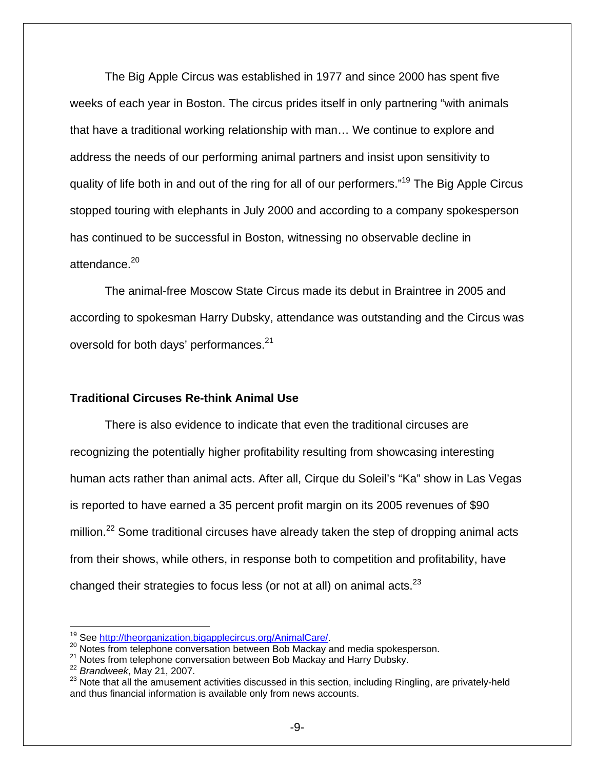The Big Apple Circus was established in 1977 and since 2000 has spent five weeks of each year in Boston. The circus prides itself in only partnering "with animals that have a traditional working relationship with man… We continue to explore and address the needs of our performing animal partners and insist upon sensitivity to quality of life both in and out of the ring for all of our performers."[19] The Big Apple Circus stopped touring with elephants in July 2000 and according to a company spokesperson has continued to be successful in Boston, witnessing no observable decline in attendance.[20]

The animal-free Moscow State Circus made its debut in Braintree in 2005 and according to spokesman Harry Dubsky, attendance was outstanding and the Circus was oversold for both days' performances.[21]

**Traditional Circuses Re-think Animal Use**

There is also evidence to indicate that even the traditional circuses are recognizing the potentially higher profitability resulting from showcasing interesting human acts rather than animal acts. After all, Cirque du Soleil's "Ka" show in Las Vegas is reported to have earned a 35 percent profit margin on its 2005 revenues of $90 million.[22] Some traditional circuses have already taken the step of dropping animal acts from their shows, while others, in response both to competition and profitability, have changed their strategies to focus less (or not at all) on animal acts.[23]

---

[19] See http://theorganization.bigapplecircus.org/AnimalCare/.
[20] Notes from telephone conversation between Bob Mackay and media spokesperson.
[21] Notes from telephone conversation between Bob Mackay and Harry Dubsky.
[22] *Brandweek*, May 21, 2007.
[23] Note that all the amusement activities discussed in this section, including Ringling, are privately-held and thus financial information is available only from news accounts.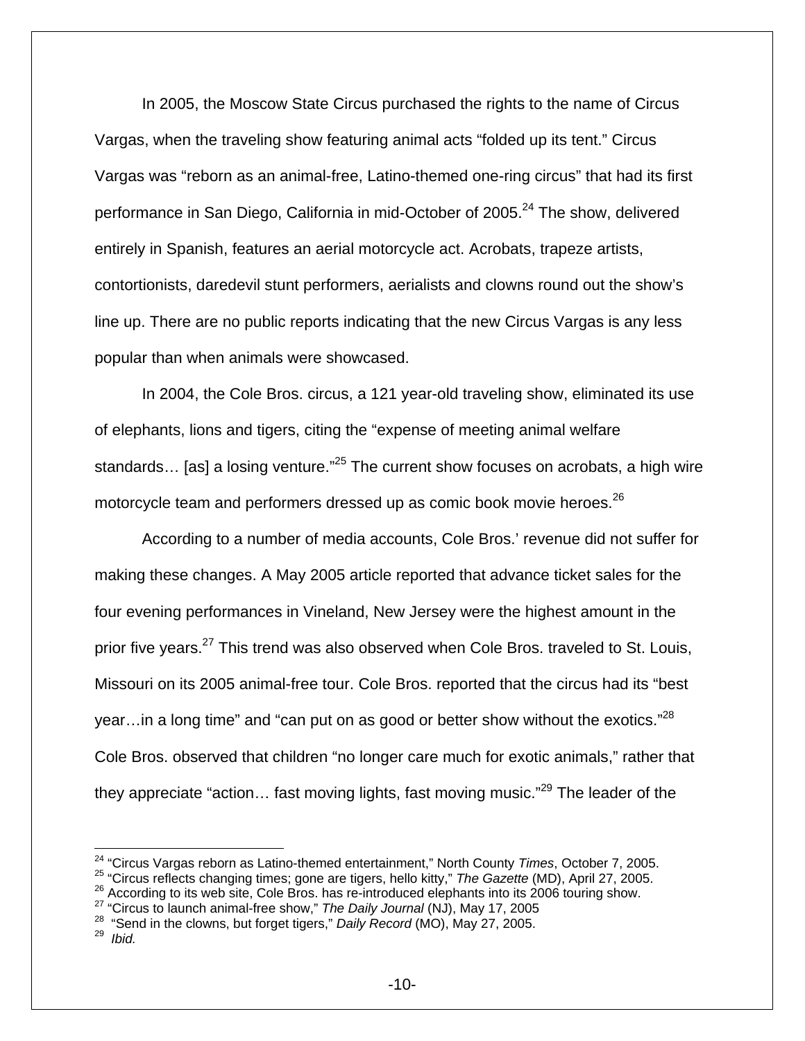In 2005, the Moscow State Circus purchased the rights to the name of Circus Vargas, when the traveling show featuring animal acts "folded up its tent." Circus Vargas was "reborn as an animal-free, Latino-themed one-ring circus" that had its first performance in San Diego, California in mid-October of 2005.[24] The show, delivered entirely in Spanish, features an aerial motorcycle act. Acrobats, trapeze artists, contortionists, daredevil stunt performers, aerialists and clowns round out the show's line up. There are no public reports indicating that the new Circus Vargas is any less popular than when animals were showcased.

In 2004, the Cole Bros. circus, a 121 year-old traveling show, eliminated its use of elephants, lions and tigers, citing the "expense of meeting animal welfare standards… [as] a losing venture."[25] The current show focuses on acrobats, a high wire motorcycle team and performers dressed up as comic book movie heroes.[26]

According to a number of media accounts, Cole Bros.' revenue did not suffer for making these changes. A May 2005 article reported that advance ticket sales for the four evening performances in Vineland, New Jersey were the highest amount in the prior five years.[27] This trend was also observed when Cole Bros. traveled to St. Louis, Missouri on its 2005 animal-free tour. Cole Bros. reported that the circus had its "best year…in a long time" and "can put on as good or better show without the exotics."[28] Cole Bros. observed that children "no longer care much for exotic animals," rather that they appreciate "action… fast moving lights, fast moving music."[29] The leader of the

---

[24] "Circus Vargas reborn as Latino-themed entertainment," North County *Times*, October 7, 2005.

[25] "Circus reflects changing times; gone are tigers, hello kitty," *The Gazette* (MD), April 27, 2005.

[26] According to its web site, Cole Bros. has re-introduced elephants into its 2006 touring show.

[27] "Circus to launch animal-free show," *The Daily Journal* (NJ), May 17, 2005

[28] "Send in the clowns, but forget tigers," *Daily Record* (MO), May 27, 2005.

[29] *Ibid.*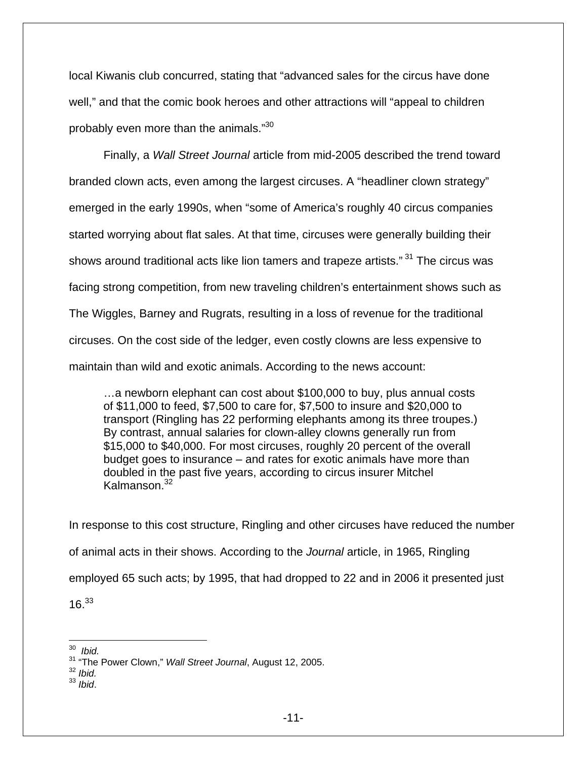local Kiwanis club concurred, stating that "advanced sales for the circus have done well," and that the comic book heroes and other attractions will "appeal to children probably even more than the animals."[30]

Finally, a *Wall Street Journal* article from mid-2005 described the trend toward branded clown acts, even among the largest circuses. A "headliner clown strategy" emerged in the early 1990s, when "some of America's roughly 40 circus companies started worrying about flat sales. At that time, circuses were generally building their shows around traditional acts like lion tamers and trapeze artists."[31] The circus was facing strong competition, from new traveling children's entertainment shows such as The Wiggles, Barney and Rugrats, resulting in a loss of revenue for the traditional circuses. On the cost side of the ledger, even costly clowns are less expensive to maintain than wild and exotic animals. According to the news account:

> …a newborn elephant can cost about $100,000 to buy, plus annual costs of $11,000 to feed, $7,500 to care for, $7,500 to insure and $20,000 to transport (Ringling has 22 performing elephants among its three troupes.) By contrast, annual salaries for clown-alley clowns generally run from $15,000 to $40,000. For most circuses, roughly 20 percent of the overall budget goes to insurance – and rates for exotic animals have more than doubled in the past five years, according to circus insurer Mitchel Kalmanson.[32]

In response to this cost structure, Ringling and other circuses have reduced the number of animal acts in their shows. According to the *Journal* article, in 1965, Ringling employed 65 such acts; by 1995, that had dropped to 22 and in 2006 it presented just 16.[33]

---

[30] *Ibid.*
[31] "The Power Clown," *Wall Street Journal*, August 12, 2005.
[32] *Ibid.*
[33] *Ibid*.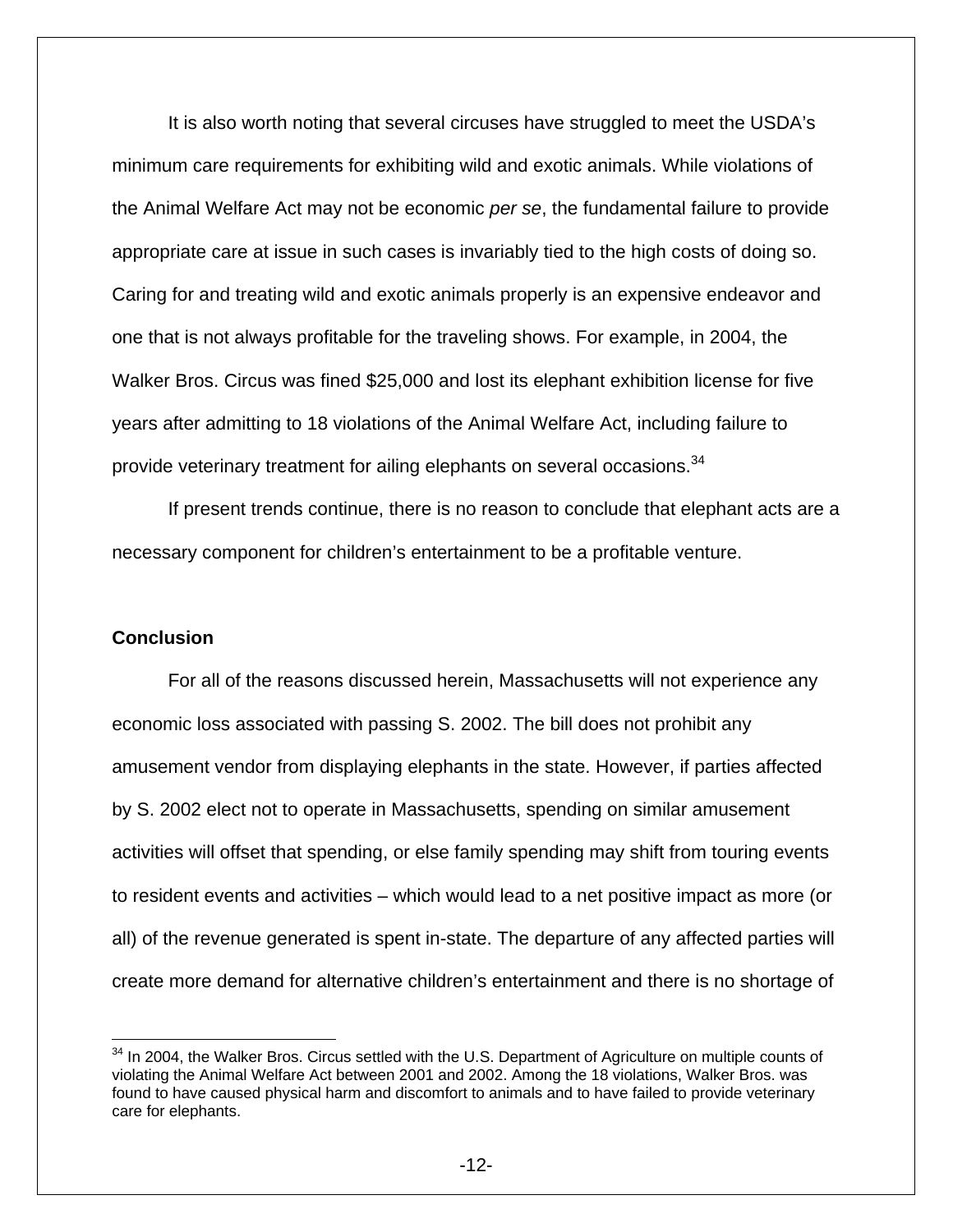It is also worth noting that several circuses have struggled to meet the USDA's minimum care requirements for exhibiting wild and exotic animals. While violations of the Animal Welfare Act may not be economic *per se*, the fundamental failure to provide appropriate care at issue in such cases is invariably tied to the high costs of doing so. Caring for and treating wild and exotic animals properly is an expensive endeavor and one that is not always profitable for the traveling shows. For example, in 2004, the Walker Bros. Circus was fined $25,000 and lost its elephant exhibition license for five years after admitting to 18 violations of the Animal Welfare Act, including failure to provide veterinary treatment for ailing elephants on several occasions.[34]

If present trends continue, there is no reason to conclude that elephant acts are a necessary component for children's entertainment to be a profitable venture.

**Conclusion**

For all of the reasons discussed herein, Massachusetts will not experience any economic loss associated with passing S. 2002. The bill does not prohibit any amusement vendor from displaying elephants in the state. However, if parties affected by S. 2002 elect not to operate in Massachusetts, spending on similar amusement activities will offset that spending, or else family spending may shift from touring events to resident events and activities – which would lead to a net positive impact as more (or all) of the revenue generated is spent in-state. The departure of any affected parties will create more demand for alternative children's entertainment and there is no shortage of

---

[34] In 2004, the Walker Bros. Circus settled with the U.S. Department of Agriculture on multiple counts of violating the Animal Welfare Act between 2001 and 2002. Among the 18 violations, Walker Bros. was found to have caused physical harm and discomfort to animals and to have failed to provide veterinary care for elephants.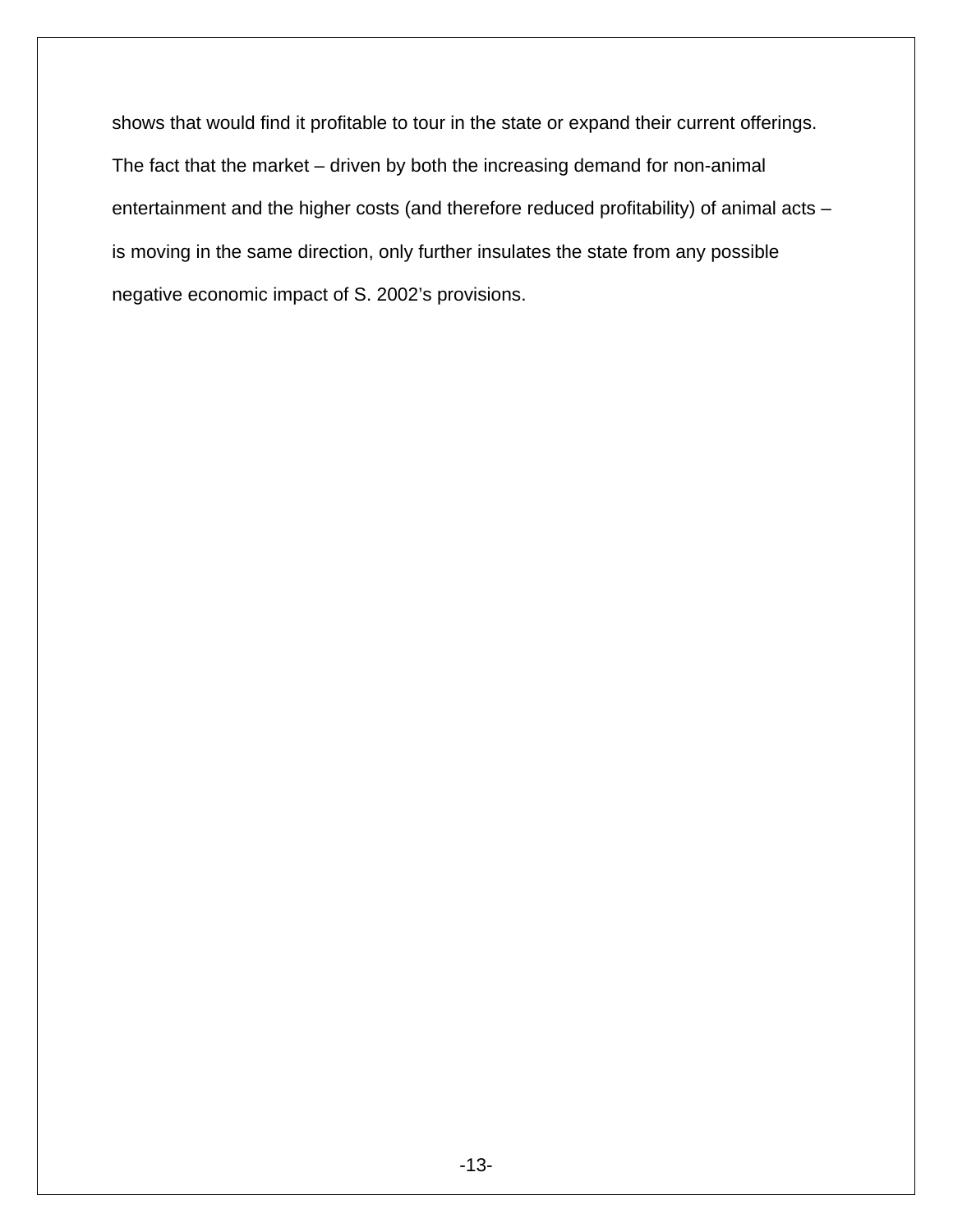shows that would find it profitable to tour in the state or expand their current offerings. The fact that the market – driven by both the increasing demand for non-animal entertainment and the higher costs (and therefore reduced profitability) of animal acts – is moving in the same direction, only further insulates the state from any possible negative economic impact of S. 2002's provisions.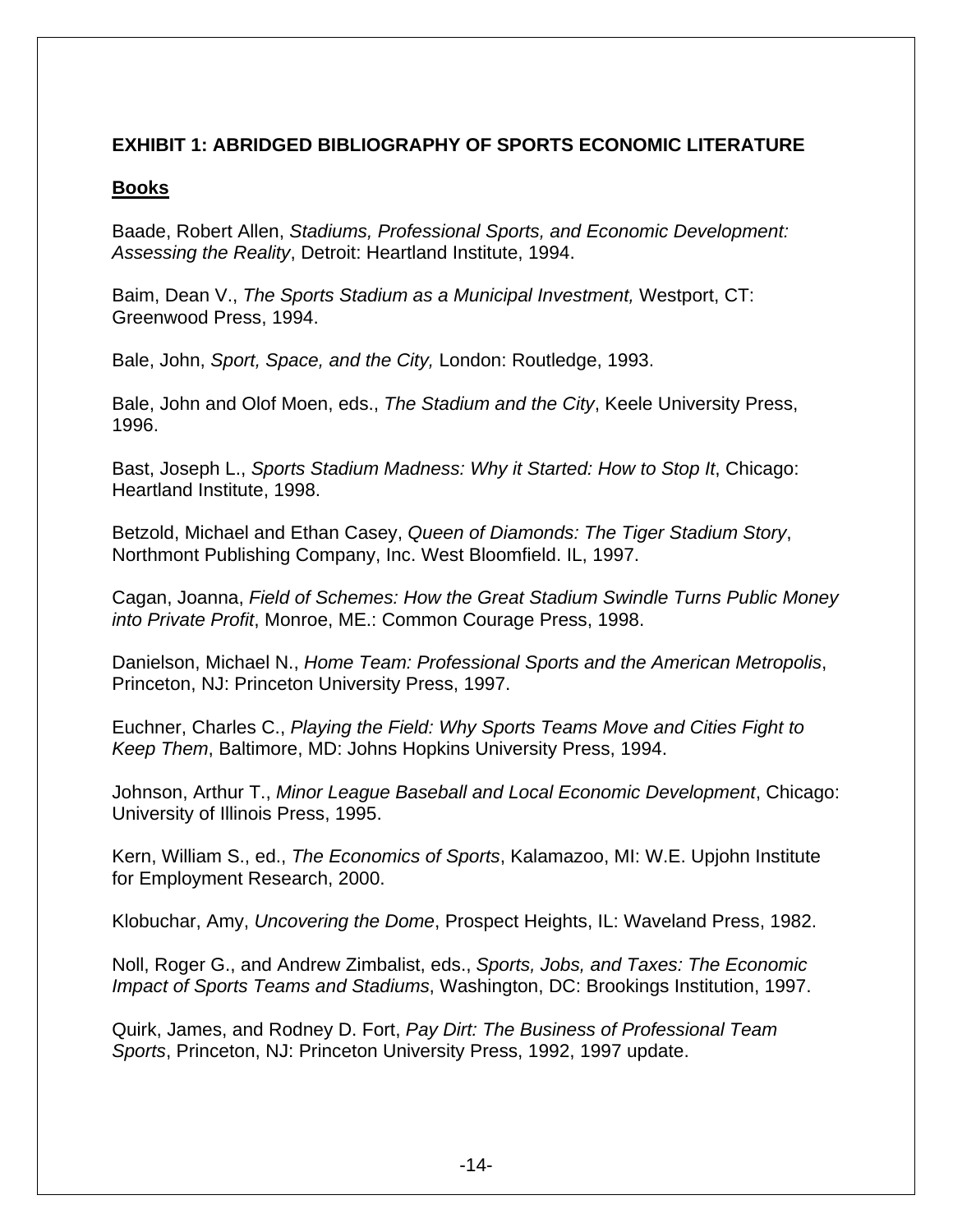**EXHIBIT 1: ABRIDGED BIBLIOGRAPHY OF SPORTS ECONOMIC LITERATURE**

**Books**

Baade, Robert Allen, *Stadiums, Professional Sports, and Economic Development: Assessing the Reality*, Detroit: Heartland Institute, 1994.

Baim, Dean V., *The Sports Stadium as a Municipal Investment,* Westport, CT: Greenwood Press, 1994.

Bale, John, *Sport, Space, and the City,* London: Routledge, 1993.

Bale, John and Olof Moen, eds., *The Stadium and the City*, Keele University Press, 1996.

Bast, Joseph L., *Sports Stadium Madness: Why it Started: How to Stop It*, Chicago: Heartland Institute, 1998.

Betzold, Michael and Ethan Casey, *Queen of Diamonds: The Tiger Stadium Story*, Northmont Publishing Company, Inc. West Bloomfield. IL, 1997.

Cagan, Joanna, *Field of Schemes: How the Great Stadium Swindle Turns Public Money into Private Profit*, Monroe, ME.: Common Courage Press, 1998.

Danielson, Michael N., *Home Team: Professional Sports and the American Metropolis*, Princeton, NJ: Princeton University Press, 1997.

Euchner, Charles C., *Playing the Field: Why Sports Teams Move and Cities Fight to Keep Them*, Baltimore, MD: Johns Hopkins University Press, 1994.

Johnson, Arthur T., *Minor League Baseball and Local Economic Development*, Chicago: University of Illinois Press, 1995.

Kern, William S., ed., *The Economics of Sports*, Kalamazoo, MI: W.E. Upjohn Institute for Employment Research, 2000.

Klobuchar, Amy, *Uncovering the Dome*, Prospect Heights, IL: Waveland Press, 1982.

Noll, Roger G., and Andrew Zimbalist, eds., *Sports, Jobs, and Taxes: The Economic Impact of Sports Teams and Stadiums*, Washington, DC: Brookings Institution, 1997.

Quirk, James, and Rodney D. Fort, *Pay Dirt: The Business of Professional Team Sports*, Princeton, NJ: Princeton University Press, 1992, 1997 update.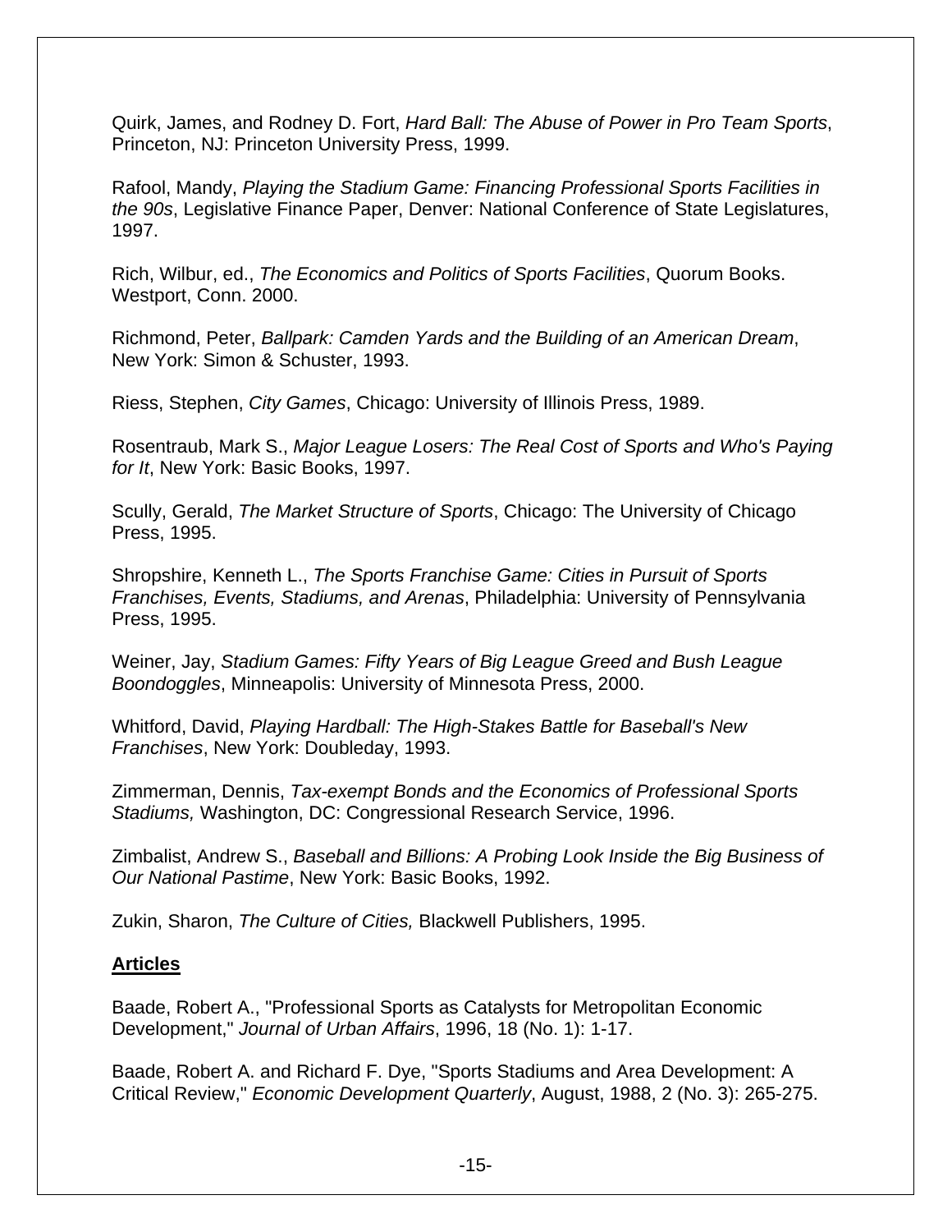Quirk, James, and Rodney D. Fort, *Hard Ball: The Abuse of Power in Pro Team Sports*, Princeton, NJ: Princeton University Press, 1999.

Rafool, Mandy, *Playing the Stadium Game: Financing Professional Sports Facilities in the 90s*, Legislative Finance Paper, Denver: National Conference of State Legislatures, 1997.

Rich, Wilbur, ed., *The Economics and Politics of Sports Facilities*, Quorum Books. Westport, Conn. 2000.

Richmond, Peter, *Ballpark: Camden Yards and the Building of an American Dream*, New York: Simon & Schuster, 1993.

Riess, Stephen, *City Games*, Chicago: University of Illinois Press, 1989.

Rosentraub, Mark S., *Major League Losers: The Real Cost of Sports and Who's Paying for It*, New York: Basic Books, 1997.

Scully, Gerald, *The Market Structure of Sports*, Chicago: The University of Chicago Press, 1995.

Shropshire, Kenneth L., *The Sports Franchise Game: Cities in Pursuit of Sports Franchises, Events, Stadiums, and Arenas*, Philadelphia: University of Pennsylvania Press, 1995.

Weiner, Jay, *Stadium Games: Fifty Years of Big League Greed and Bush League Boondoggles*, Minneapolis: University of Minnesota Press, 2000.

Whitford, David, *Playing Hardball: The High-Stakes Battle for Baseball's New Franchises*, New York: Doubleday, 1993.

Zimmerman, Dennis, *Tax-exempt Bonds and the Economics of Professional Sports Stadiums,* Washington, DC: Congressional Research Service, 1996.

Zimbalist, Andrew S., *Baseball and Billions: A Probing Look Inside the Big Business of Our National Pastime*, New York: Basic Books, 1992.

Zukin, Sharon, *The Culture of Cities,* Blackwell Publishers, 1995.

## Articles

Baade, Robert A., "Professional Sports as Catalysts for Metropolitan Economic Development," *Journal of Urban Affairs*, 1996, 18 (No. 1): 1-17.

Baade, Robert A. and Richard F. Dye, "Sports Stadiums and Area Development: A Critical Review," *Economic Development Quarterly*, August, 1988, 2 (No. 3): 265-275.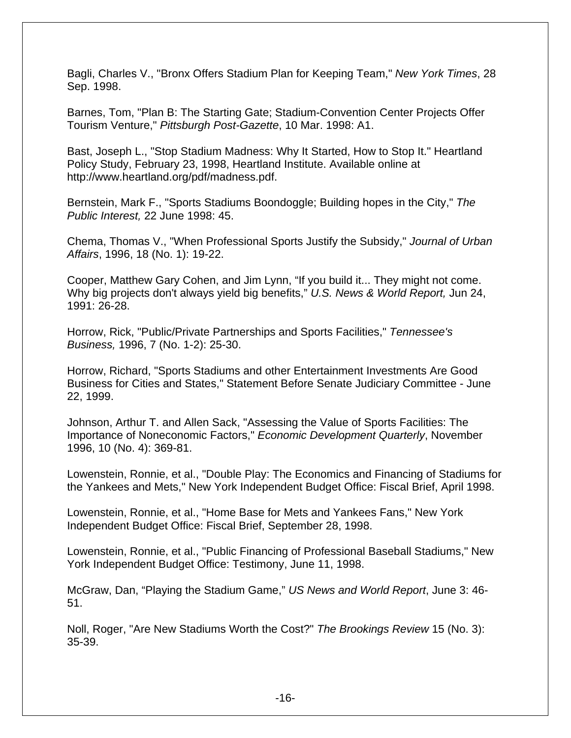Bagli, Charles V., "Bronx Offers Stadium Plan for Keeping Team," *New York Times*, 28 Sep. 1998.

Barnes, Tom, "Plan B: The Starting Gate; Stadium-Convention Center Projects Offer Tourism Venture," *Pittsburgh Post-Gazette*, 10 Mar. 1998: A1.

Bast, Joseph L., "Stop Stadium Madness: Why It Started, How to Stop It." Heartland Policy Study, February 23, 1998, Heartland Institute. Available online at http://www.heartland.org/pdf/madness.pdf.

Bernstein, Mark F., "Sports Stadiums Boondoggle; Building hopes in the City," *The Public Interest,* 22 June 1998: 45.

Chema, Thomas V., "When Professional Sports Justify the Subsidy," *Journal of Urban Affairs*, 1996, 18 (No. 1): 19-22.

Cooper, Matthew Gary Cohen, and Jim Lynn, “If you build it... They might not come. Why big projects don't always yield big benefits,” *U.S. News & World Report,* Jun 24, 1991: 26-28.

Horrow, Rick, "Public/Private Partnerships and Sports Facilities," *Tennessee's Business,* 1996, 7 (No. 1-2): 25-30.

Horrow, Richard, "Sports Stadiums and other Entertainment Investments Are Good Business for Cities and States," Statement Before Senate Judiciary Committee - June 22, 1999.

Johnson, Arthur T. and Allen Sack, "Assessing the Value of Sports Facilities: The Importance of Noneconomic Factors," *Economic Development Quarterly*, November 1996, 10 (No. 4): 369-81.

Lowenstein, Ronnie, et al., "Double Play: The Economics and Financing of Stadiums for the Yankees and Mets," New York Independent Budget Office: Fiscal Brief, April 1998.

Lowenstein, Ronnie, et al., "Home Base for Mets and Yankees Fans," New York Independent Budget Office: Fiscal Brief, September 28, 1998.

Lowenstein, Ronnie, et al., "Public Financing of Professional Baseball Stadiums," New York Independent Budget Office: Testimony, June 11, 1998.

McGraw, Dan, “Playing the Stadium Game,” *US News and World Report*, June 3: 46-51.

Noll, Roger, "Are New Stadiums Worth the Cost?" *The Brookings Review* 15 (No. 3): 35-39.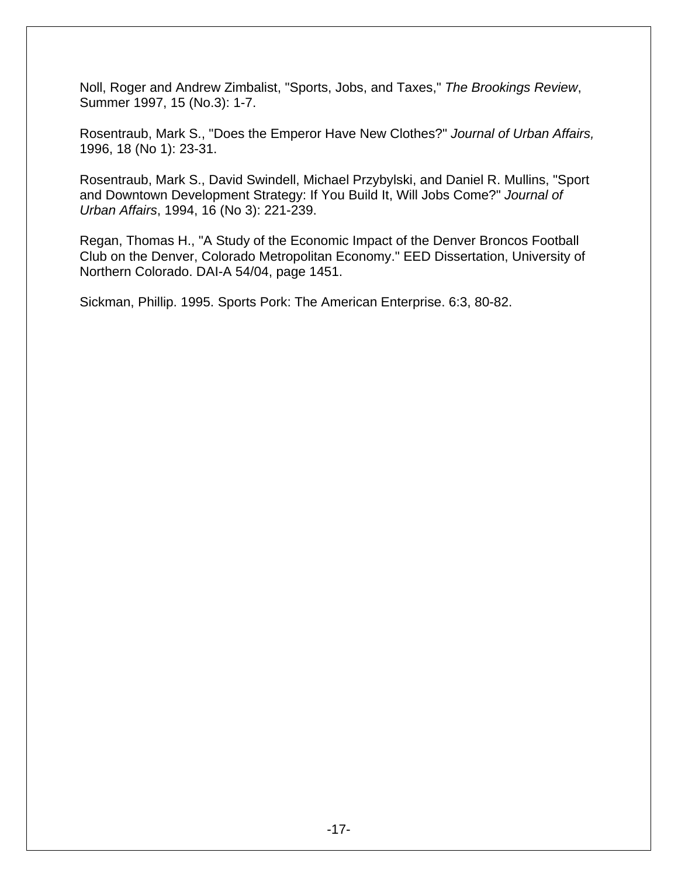Noll, Roger and Andrew Zimbalist, "Sports, Jobs, and Taxes," *The Brookings Review*, Summer 1997, 15 (No.3): 1-7.

Rosentraub, Mark S., "Does the Emperor Have New Clothes?" *Journal of Urban Affairs,* 1996, 18 (No 1): 23-31.

Rosentraub, Mark S., David Swindell, Michael Przybylski, and Daniel R. Mullins, "Sport and Downtown Development Strategy: If You Build It, Will Jobs Come?" *Journal of Urban Affairs*, 1994, 16 (No 3): 221-239.

Regan, Thomas H., "A Study of the Economic Impact of the Denver Broncos Football Club on the Denver, Colorado Metropolitan Economy." EED Dissertation, University of Northern Colorado. DAI-A 54/04, page 1451.

Sickman, Phillip. 1995. Sports Pork: The American Enterprise. 6:3, 80-82.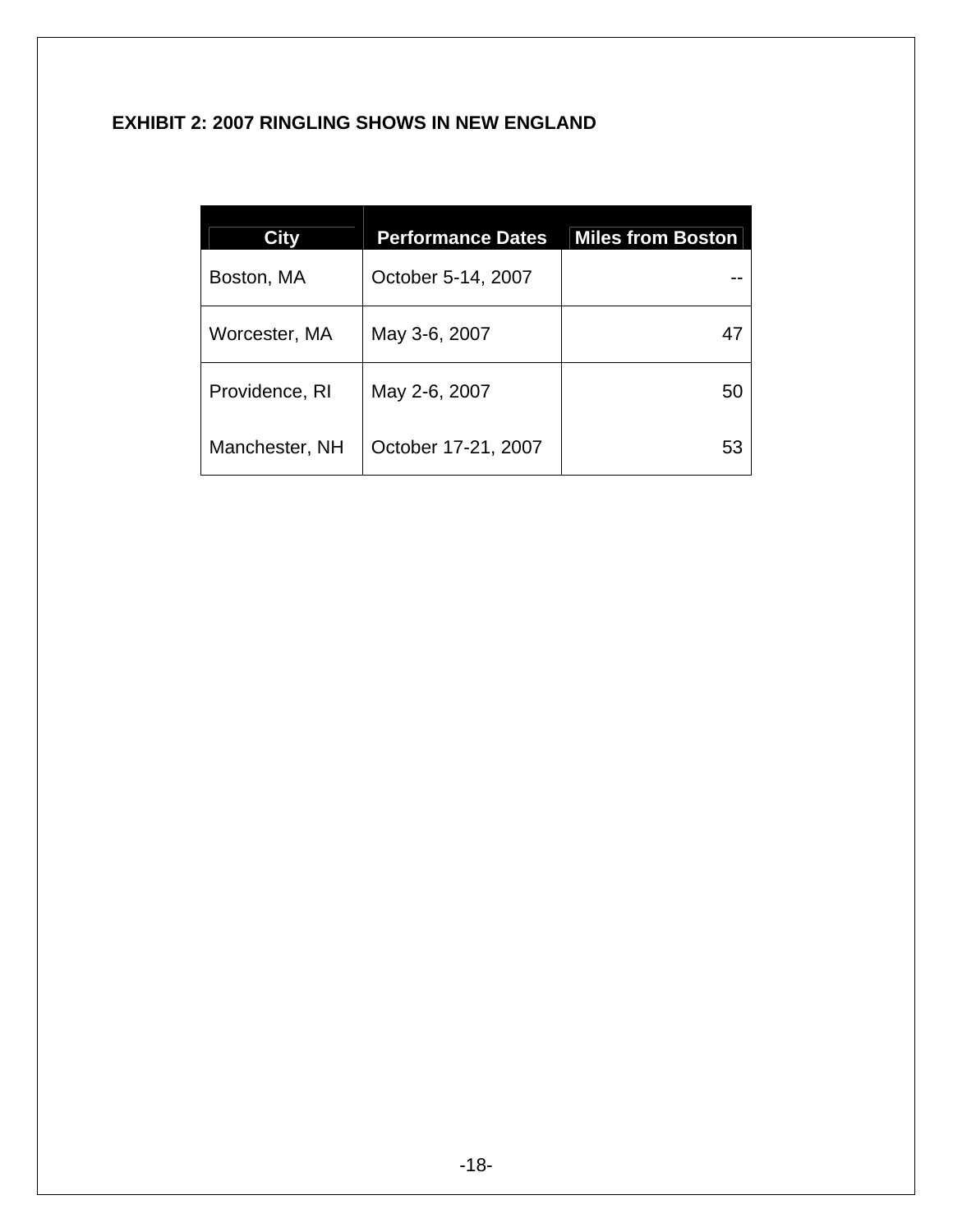**EXHIBIT 2: 2007 RINGLING SHOWS IN NEW ENGLAND**

| City | Performance Dates | Miles from Boston |
|---|---|---:|
| Boston, MA | October 5-14, 2007 | -- |
| Worcester, MA | May 3-6, 2007 | 47 |
| Providence, RI | May 2-6, 2007 | 50 |
| Manchester, NH | October 17-21, 2007 | 53 |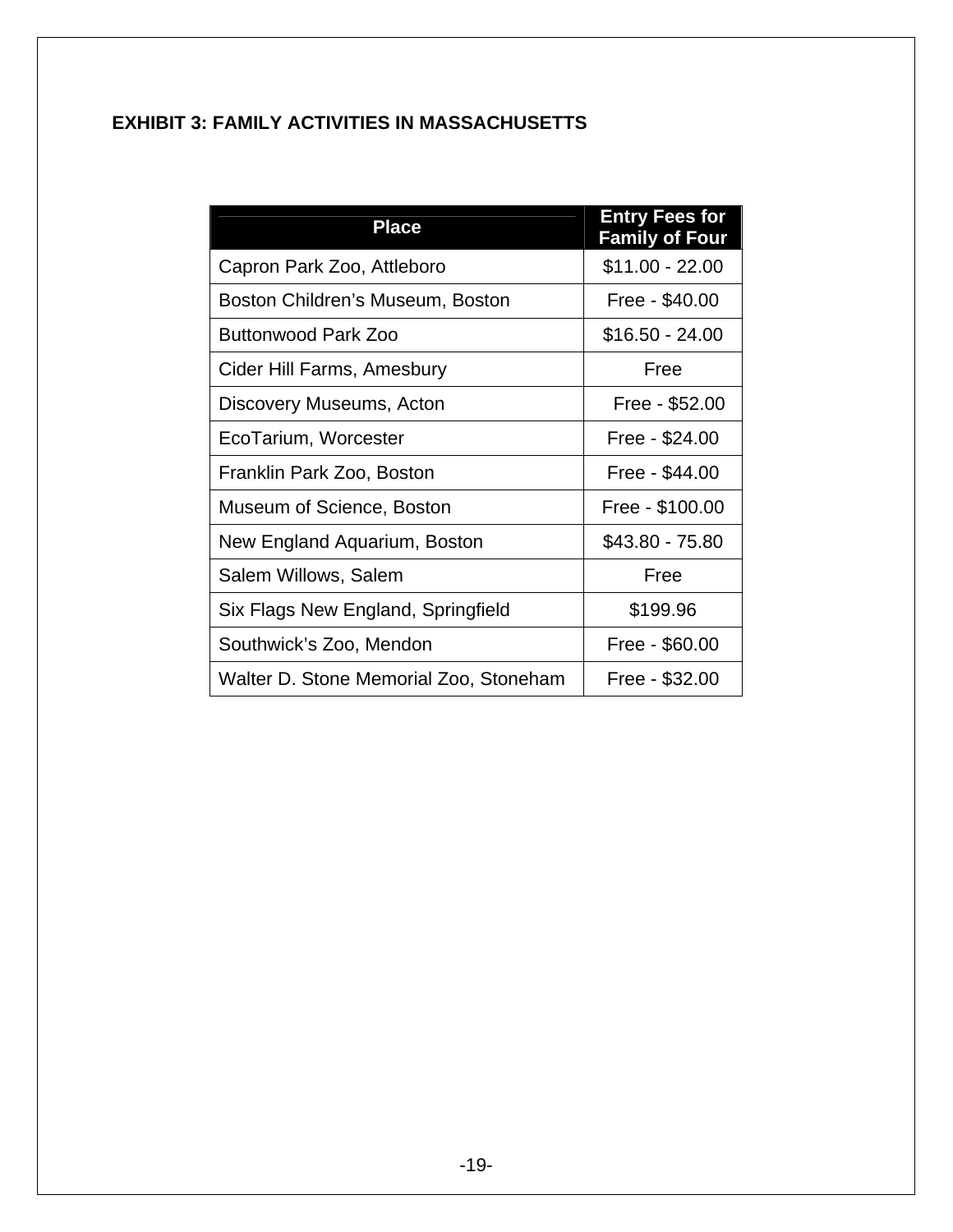**EXHIBIT 3: FAMILY ACTIVITIES IN MASSACHUSETTS**

| Place | Entry Fees for Family of Four |
|---|---|
| Capron Park Zoo, Attleboro | $11.00 - 22.00 |
| Boston Children's Museum, Boston | Free - $40.00 |
| Buttonwood Park Zoo | $16.50 - 24.00 |
| Cider Hill Farms, Amesbury | Free |
| Discovery Museums, Acton | Free - $52.00 |
| EcoTarium, Worcester | Free - $24.00 |
| Franklin Park Zoo, Boston | Free - $44.00 |
| Museum of Science, Boston | Free - $100.00 |
| New England Aquarium, Boston | $43.80 - 75.80 |
| Salem Willows, Salem | Free |
| Six Flags New England, Springfield | $199.96 |
| Southwick's Zoo, Mendon | Free - $60.00 |
| Walter D. Stone Memorial Zoo, Stoneham | Free - $32.00 |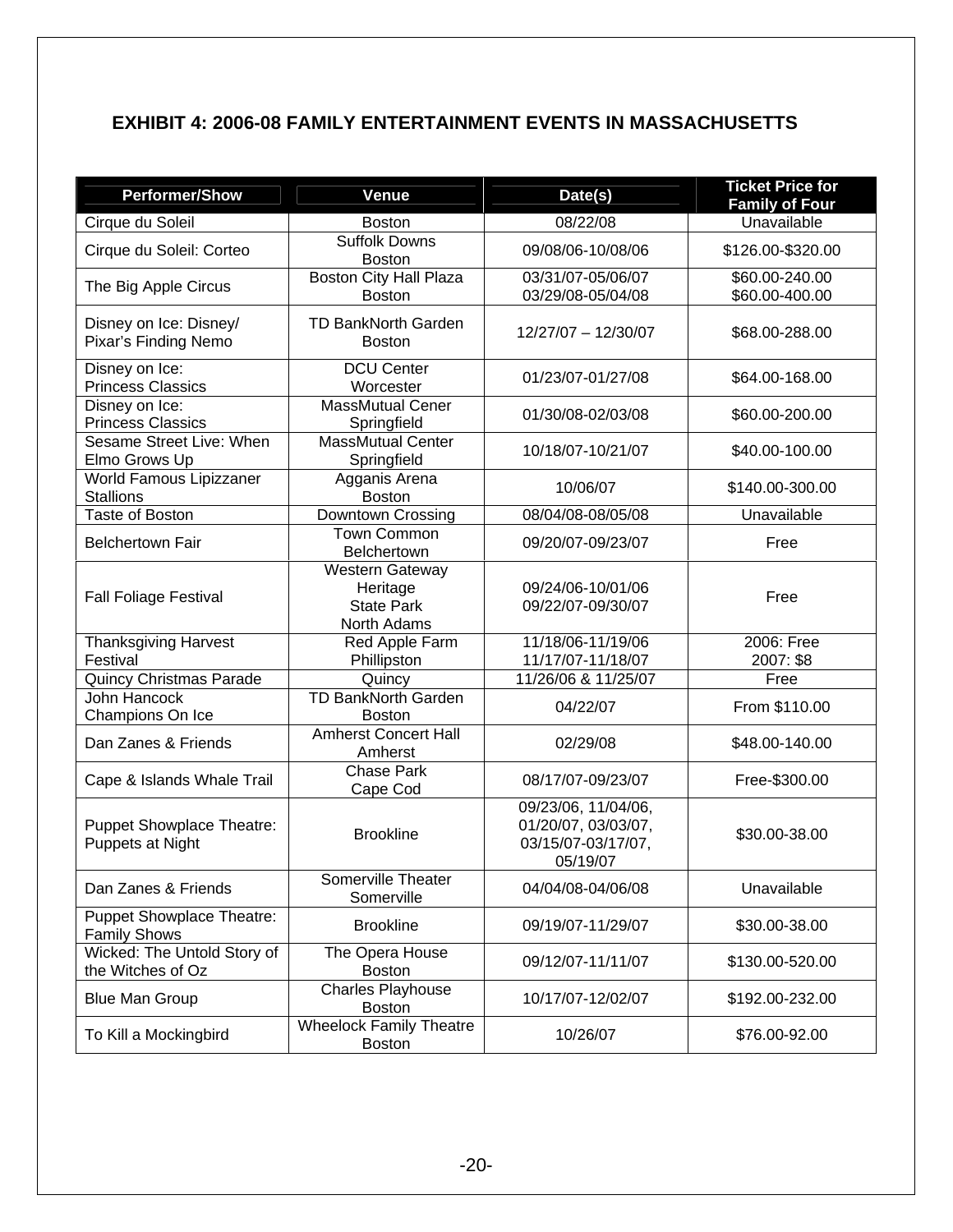## EXHIBIT 4: 2006-08 FAMILY ENTERTAINMENT EVENTS IN MASSACHUSETTS

| Performer/Show | Venue | Date(s) | Ticket Price for Family of Four |
|---|---|---|---|
| Cirque du Soleil | Boston | 08/22/08 | Unavailable |
| Cirque du Soleil: Corteo | Suffolk Downs Boston | 09/08/06-10/08/06 | \$126.00-\$320.00 |
| The Big Apple Circus | Boston City Hall Plaza Boston | 03/31/07-05/06/07 03/29/08-05/04/08 | \$60.00-240.00 \$60.00-400.00 |
| Disney on Ice: Disney/ Pixar's Finding Nemo | TD BankNorth Garden Boston | 12/27/07 – 12/30/07 | \$68.00-288.00 |
| Disney on Ice: Princess Classics | DCU Center Worcester | 01/23/07-01/27/08 | \$64.00-168.00 |
| Disney on Ice: Princess Classics | MassMutual Cener Springfield | 01/30/08-02/03/08 | \$60.00-200.00 |
| Sesame Street Live: When Elmo Grows Up | MassMutual Center Springfield | 10/18/07-10/21/07 | \$40.00-100.00 |
| World Famous Lipizzaner Stallions | Agganis Arena Boston | 10/06/07 | \$140.00-300.00 |
| Taste of Boston | Downtown Crossing | 08/04/08-08/05/08 | Unavailable |
| Belchertown Fair | Town Common Belchertown | 09/20/07-09/23/07 | Free |
| Fall Foliage Festival | Western Gateway Heritage State Park North Adams | 09/24/06-10/01/06 09/22/07-09/30/07 | Free |
| Thanksgiving Harvest Festival | Red Apple Farm Phillipston | 11/18/06-11/19/06 11/17/07-11/18/07 | 2006: Free 2007: \$8 |
| Quincy Christmas Parade | Quincy | 11/26/06 & 11/25/07 | Free |
| John Hancock Champions On Ice | TD BankNorth Garden Boston | 04/22/07 | From \$110.00 |
| Dan Zanes & Friends | Amherst Concert Hall Amherst | 02/29/08 | \$48.00-140.00 |
| Cape & Islands Whale Trail | Chase Park Cape Cod | 08/17/07-09/23/07 | Free-\$300.00 |
| Puppet Showplace Theatre: Puppets at Night | Brookline | 09/23/06, 11/04/06, 01/20/07, 03/03/07, 03/15/07-03/17/07, 05/19/07 | \$30.00-38.00 |
| Dan Zanes & Friends | Somerville Theater Somerville | 04/04/08-04/06/08 | Unavailable |
| Puppet Showplace Theatre: Family Shows | Brookline | 09/19/07-11/29/07 | \$30.00-38.00 |
| Wicked: The Untold Story of the Witches of Oz | The Opera House Boston | 09/12/07-11/11/07 | \$130.00-520.00 |
| Blue Man Group | Charles Playhouse Boston | 10/17/07-12/02/07 | \$192.00-232.00 |
| To Kill a Mockingbird | Wheelock Family Theatre Boston | 10/26/07 | \$76.00-92.00 |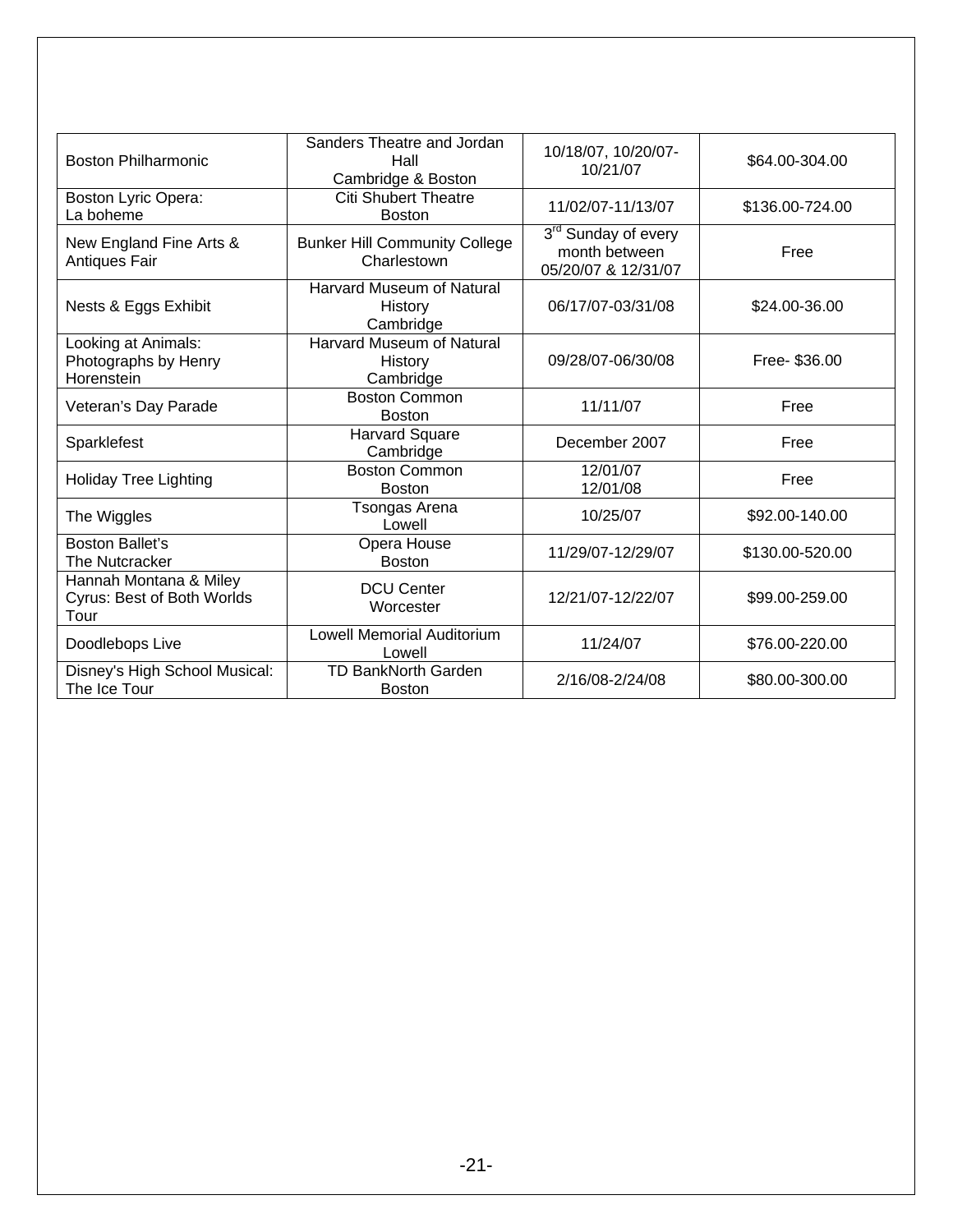| | | | |
|---|---|---|---|
| Boston Philharmonic | Sanders Theatre and Jordan Hall<br>Cambridge & Boston | 10/18/07, 10/20/07-10/21/07 | $64.00-304.00 |
| Boston Lyric Opera:<br>La boheme | Citi Shubert Theatre<br>Boston | 11/02/07-11/13/07 | $136.00-724.00 |
| New England Fine Arts & Antiques Fair | Bunker Hill Community College<br>Charlestown | 3rd Sunday of every month between 05/20/07 & 12/31/07 | Free |
| Nests & Eggs Exhibit | Harvard Museum of Natural History<br>Cambridge | 06/17/07-03/31/08 | $24.00-36.00 |
| Looking at Animals: Photographs by Henry Horenstein | Harvard Museum of Natural History<br>Cambridge | 09/28/07-06/30/08 | Free- $36.00 |
| Veteran's Day Parade | Boston Common<br>Boston | 11/11/07 | Free |
| Sparklefest | Harvard Square<br>Cambridge | December 2007 | Free |
| Holiday Tree Lighting | Boston Common<br>Boston | 12/01/07<br>12/01/08 | Free |
| The Wiggles | Tsongas Arena<br>Lowell | 10/25/07 | $92.00-140.00 |
| Boston Ballet's<br>The Nutcracker | Opera House<br>Boston | 11/29/07-12/29/07 | $130.00-520.00 |
| Hannah Montana & Miley Cyrus: Best of Both Worlds Tour | DCU Center<br>Worcester | 12/21/07-12/22/07 | $99.00-259.00 |
| Doodlebops Live | Lowell Memorial Auditorium<br>Lowell | 11/24/07 | $76.00-220.00 |
| Disney's High School Musical: The Ice Tour | TD BankNorth Garden<br>Boston | 2/16/08-2/24/08 | $80.00-300.00 |